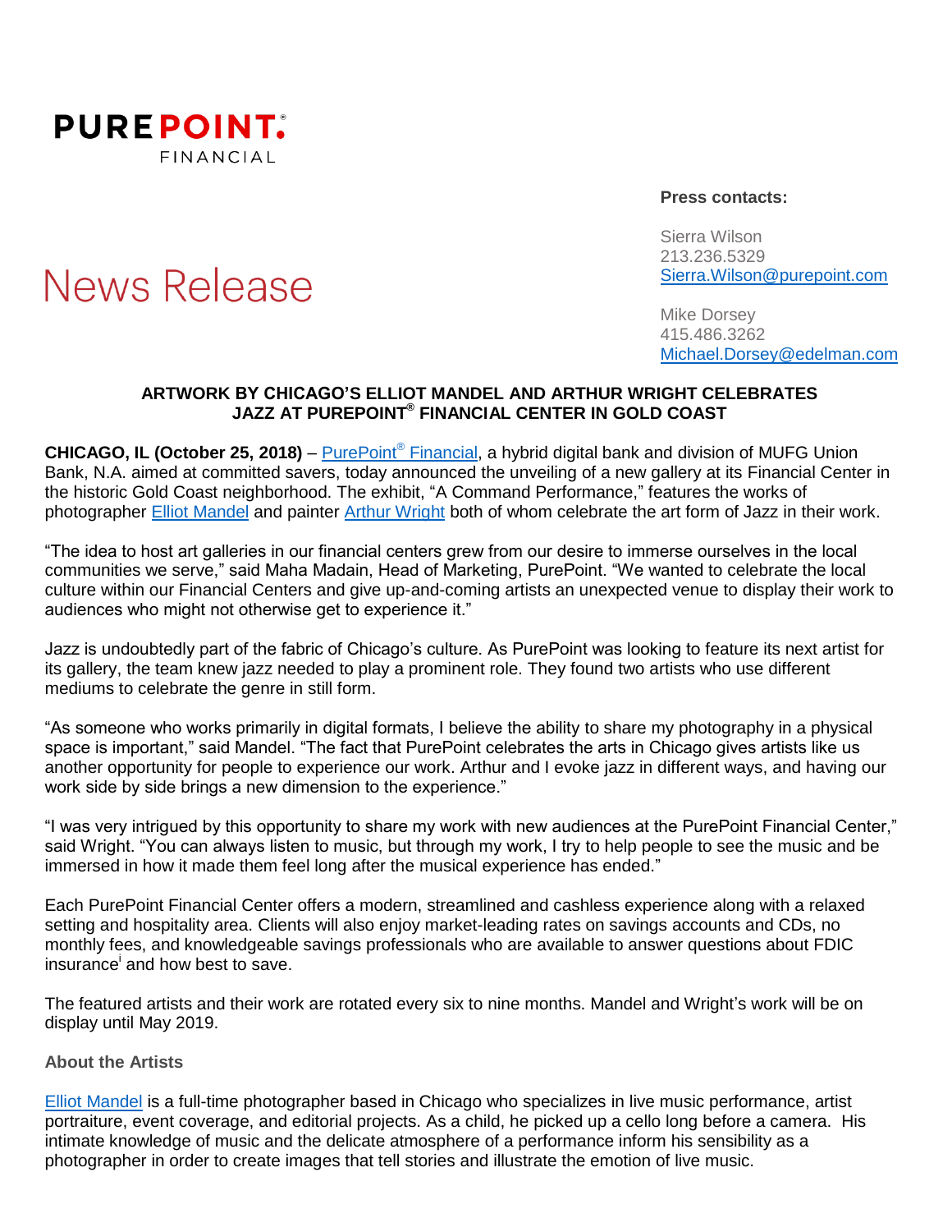PUREPOINT.® FINANCIAL

# News Release

**Press contacts:**

Sierra Wilson
213.236.5329
Sierra.Wilson@purepoint.com

Mike Dorsey
415.486.3262
Michael.Dorsey@edelman.com

## ARTWORK BY CHICAGO'S ELLIOT MANDEL AND ARTHUR WRIGHT CELEBRATES JAZZ AT PUREPOINT® FINANCIAL CENTER IN GOLD COAST

**CHICAGO, IL (October 25, 2018)** – PurePoint® Financial, a hybrid digital bank and division of MUFG Union Bank, N.A. aimed at committed savers, today announced the unveiling of a new gallery at its Financial Center in the historic Gold Coast neighborhood. The exhibit, "A Command Performance," features the works of photographer Elliot Mandel and painter Arthur Wright both of whom celebrate the art form of Jazz in their work.

"The idea to host art galleries in our financial centers grew from our desire to immerse ourselves in the local communities we serve," said Maha Madain, Head of Marketing, PurePoint. "We wanted to celebrate the local culture within our Financial Centers and give up-and-coming artists an unexpected venue to display their work to audiences who might not otherwise get to experience it."

Jazz is undoubtedly part of the fabric of Chicago's culture. As PurePoint was looking to feature its next artist for its gallery, the team knew jazz needed to play a prominent role. They found two artists who use different mediums to celebrate the genre in still form.

"As someone who works primarily in digital formats, I believe the ability to share my photography in a physical space is important," said Mandel. "The fact that PurePoint celebrates the arts in Chicago gives artists like us another opportunity for people to experience our work. Arthur and I evoke jazz in different ways, and having our work side by side brings a new dimension to the experience."

"I was very intrigued by this opportunity to share my work with new audiences at the PurePoint Financial Center," said Wright. "You can always listen to music, but through my work, I try to help people to see the music and be immersed in how it made them feel long after the musical experience has ended."

Each PurePoint Financial Center offers a modern, streamlined and cashless experience along with a relaxed setting and hospitality area. Clients will also enjoy market-leading rates on savings accounts and CDs, no monthly fees, and knowledgeable savings professionals who are available to answer questions about FDIC insurance[i] and how best to save.

The featured artists and their work are rotated every six to nine months. Mandel and Wright's work will be on display until May 2019.

### About the Artists

Elliot Mandel is a full-time photographer based in Chicago who specializes in live music performance, artist portraiture, event coverage, and editorial projects. As a child, he picked up a cello long before a camera. His intimate knowledge of music and the delicate atmosphere of a performance inform his sensibility as a photographer in order to create images that tell stories and illustrate the emotion of live music.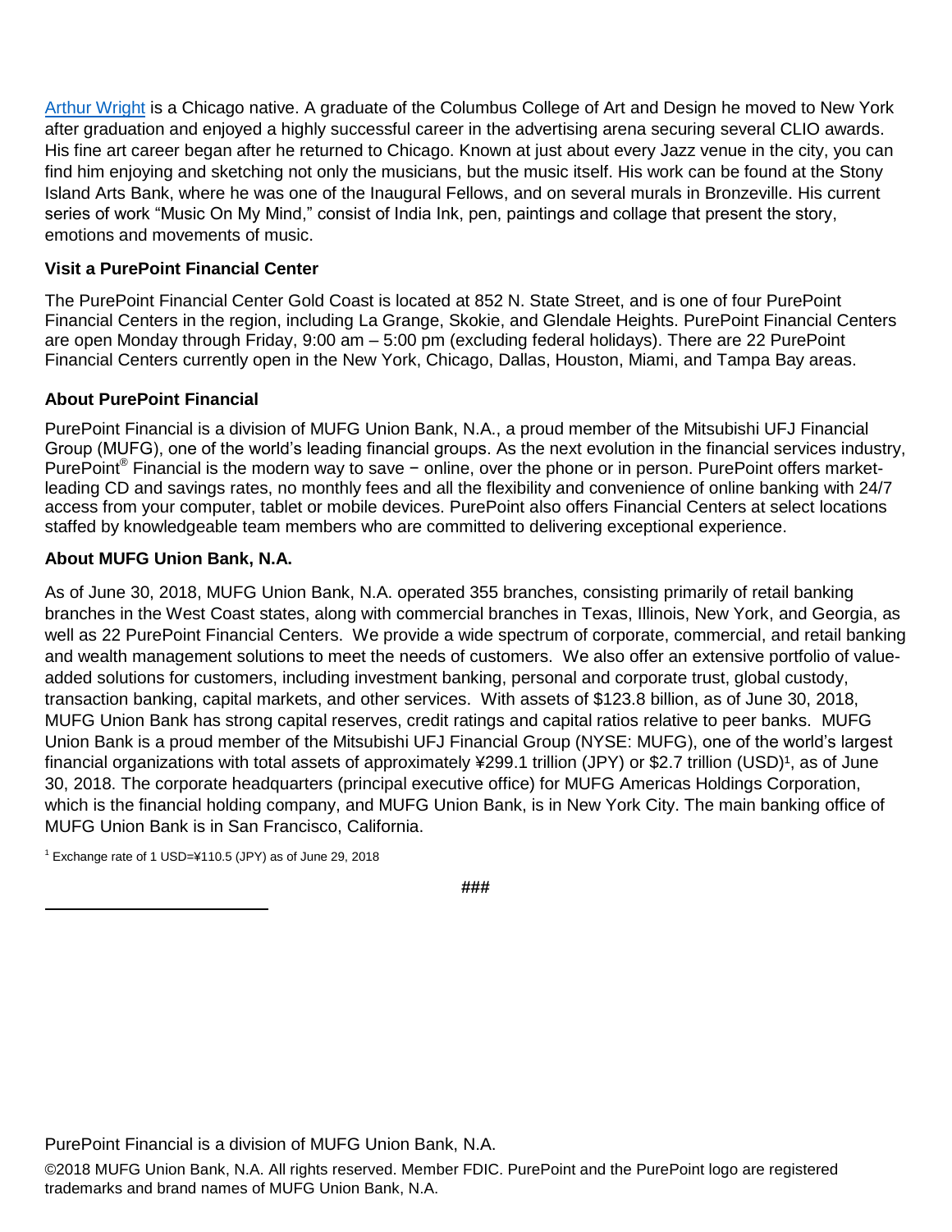[Arthur Wright] is a Chicago native. A graduate of the Columbus College of Art and Design he moved to New York after graduation and enjoyed a highly successful career in the advertising arena securing several CLIO awards. His fine art career began after he returned to Chicago. Known at just about every Jazz venue in the city, you can find him enjoying and sketching not only the musicians, but the music itself. His work can be found at the Stony Island Arts Bank, where he was one of the Inaugural Fellows, and on several murals in Bronzeville. His current series of work "Music On My Mind," consist of India Ink, pen, paintings and collage that present the story, emotions and movements of music.

**Visit a PurePoint Financial Center**

The PurePoint Financial Center Gold Coast is located at 852 N. State Street, and is one of four PurePoint Financial Centers in the region, including La Grange, Skokie, and Glendale Heights. PurePoint Financial Centers are open Monday through Friday, 9:00 am – 5:00 pm (excluding federal holidays). There are 22 PurePoint Financial Centers currently open in the New York, Chicago, Dallas, Houston, Miami, and Tampa Bay areas.

**About PurePoint Financial**

PurePoint Financial is a division of MUFG Union Bank, N.A., a proud member of the Mitsubishi UFJ Financial Group (MUFG), one of the world's leading financial groups. As the next evolution in the financial services industry, PurePoint® Financial is the modern way to save − online, over the phone or in person. PurePoint offers market-leading CD and savings rates, no monthly fees and all the flexibility and convenience of online banking with 24/7 access from your computer, tablet or mobile devices. PurePoint also offers Financial Centers at select locations staffed by knowledgeable team members who are committed to delivering exceptional experience.

**About MUFG Union Bank, N.A.**

As of June 30, 2018, MUFG Union Bank, N.A. operated 355 branches, consisting primarily of retail banking branches in the West Coast states, along with commercial branches in Texas, Illinois, New York, and Georgia, as well as 22 PurePoint Financial Centers. We provide a wide spectrum of corporate, commercial, and retail banking and wealth management solutions to meet the needs of customers. We also offer an extensive portfolio of value-added solutions for customers, including investment banking, personal and corporate trust, global custody, transaction banking, capital markets, and other services. With assets of $123.8 billion, as of June 30, 2018, MUFG Union Bank has strong capital reserves, credit ratings and capital ratios relative to peer banks. MUFG Union Bank is a proud member of the Mitsubishi UFJ Financial Group (NYSE: MUFG), one of the world's largest financial organizations with total assets of approximately ¥299.1 trillion (JPY) or $2.7 trillion (USD)[1], as of June 30, 2018. The corporate headquarters (principal executive office) for MUFG Americas Holdings Corporation, which is the financial holding company, and MUFG Union Bank, is in New York City. The main banking office of MUFG Union Bank is in San Francisco, California.

[1] Exchange rate of 1 USD=¥110.5 (JPY) as of June 29, 2018

###

PurePoint Financial is a division of MUFG Union Bank, N.A.

©2018 MUFG Union Bank, N.A. All rights reserved. Member FDIC. PurePoint and the PurePoint logo are registered trademarks and brand names of MUFG Union Bank, N.A.